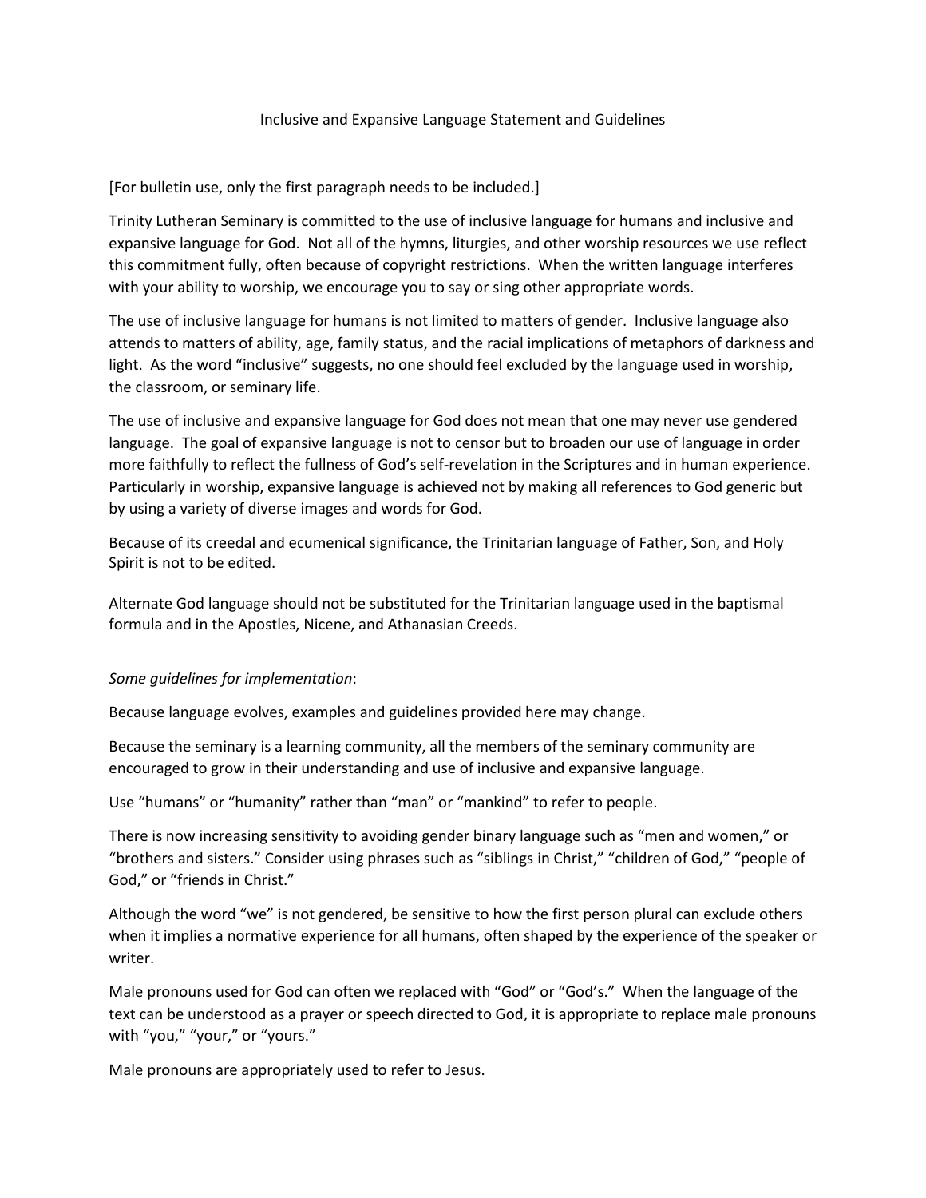# Inclusive and Expansive Language Statement and Guidelines

[For bulletin use, only the first paragraph needs to be included.]

Trinity Lutheran Seminary is committed to the use of inclusive language for humans and inclusive and expansive language for God. Not all of the hymns, liturgies, and other worship resources we use reflect this commitment fully, often because of copyright restrictions. When the written language interferes with your ability to worship, we encourage you to say or sing other appropriate words.

The use of inclusive language for humans is not limited to matters of gender. Inclusive language also attends to matters of ability, age, family status, and the racial implications of metaphors of darkness and light. As the word "inclusive" suggests, no one should feel excluded by the language used in worship, the classroom, or seminary life.

The use of inclusive and expansive language for God does not mean that one may never use gendered language. The goal of expansive language is not to censor but to broaden our use of language in order more faithfully to reflect the fullness of God's self-revelation in the Scriptures and in human experience. Particularly in worship, expansive language is achieved not by making all references to God generic but by using a variety of diverse images and words for God.

Because of its creedal and ecumenical significance, the Trinitarian language of Father, Son, and Holy Spirit is not to be edited.

Alternate God language should not be substituted for the Trinitarian language used in the baptismal formula and in the Apostles, Nicene, and Athanasian Creeds.

*Some guidelines for implementation*:

Because language evolves, examples and guidelines provided here may change.

Because the seminary is a learning community, all the members of the seminary community are encouraged to grow in their understanding and use of inclusive and expansive language.

Use "humans" or "humanity" rather than "man" or "mankind" to refer to people.

There is now increasing sensitivity to avoiding gender binary language such as "men and women," or "brothers and sisters." Consider using phrases such as "siblings in Christ," "children of God," "people of God," or "friends in Christ."

Although the word "we" is not gendered, be sensitive to how the first person plural can exclude others when it implies a normative experience for all humans, often shaped by the experience of the speaker or writer.

Male pronouns used for God can often we replaced with "God" or "God's." When the language of the text can be understood as a prayer or speech directed to God, it is appropriate to replace male pronouns with "you," "your," or "yours."

Male pronouns are appropriately used to refer to Jesus.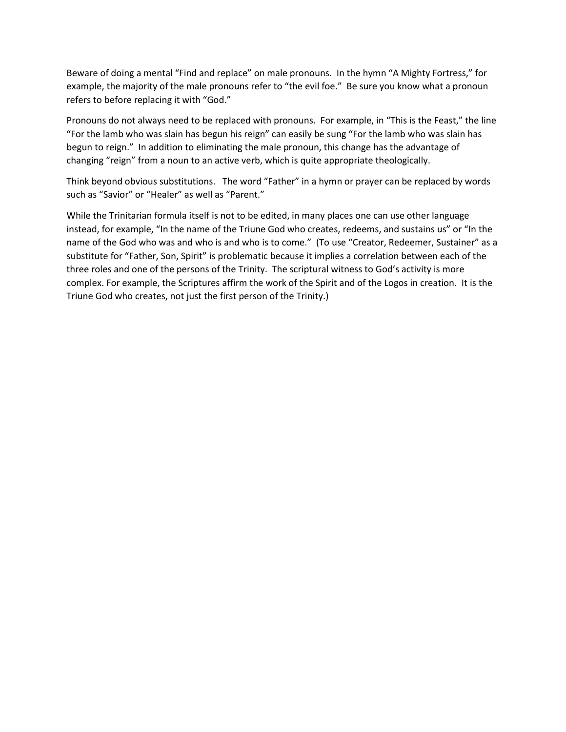Beware of doing a mental "Find and replace" on male pronouns. In the hymn "A Mighty Fortress," for example, the majority of the male pronouns refer to "the evil foe." Be sure you know what a pronoun refers to before replacing it with "God."

Pronouns do not always need to be replaced with pronouns. For example, in "This is the Feast," the line "For the lamb who was slain has begun his reign" can easily be sung "For the lamb who was slain has begun <u>to</u> reign." In addition to eliminating the male pronoun, this change has the advantage of changing "reign" from a noun to an active verb, which is quite appropriate theologically.

Think beyond obvious substitutions. The word "Father" in a hymn or prayer can be replaced by words such as "Savior" or "Healer" as well as "Parent."

While the Trinitarian formula itself is not to be edited, in many places one can use other language instead, for example, "In the name of the Triune God who creates, redeems, and sustains us" or "In the name of the God who was and who is and who is to come." (To use "Creator, Redeemer, Sustainer" as a substitute for "Father, Son, Spirit" is problematic because it implies a correlation between each of the three roles and one of the persons of the Trinity. The scriptural witness to God's activity is more complex. For example, the Scriptures affirm the work of the Spirit and of the Logos in creation. It is the Triune God who creates, not just the first person of the Trinity.)